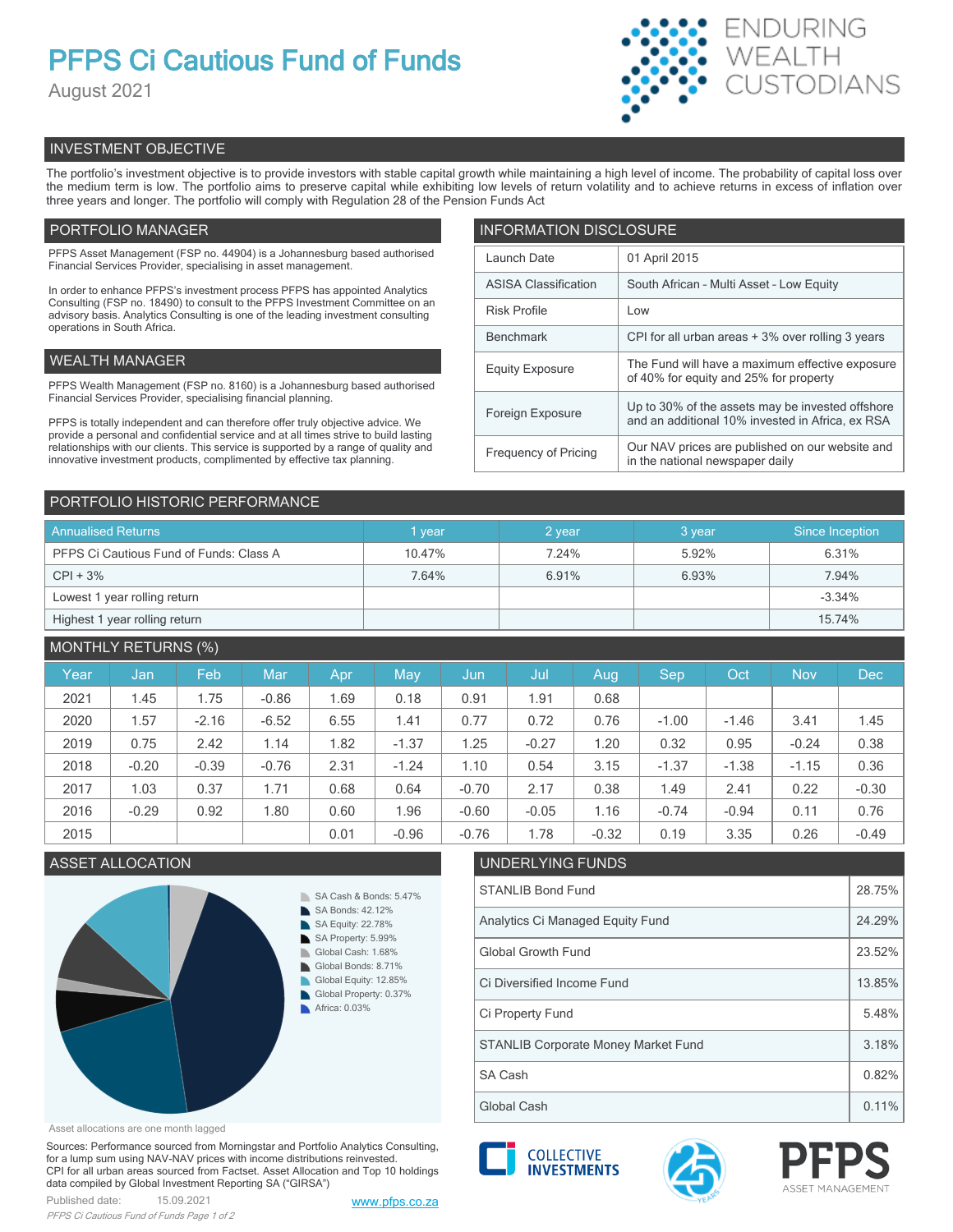# PFPS Ci Cautious Fund of Funds

August 2021

ENDURING WEALTH CUSTODIANS

## INVESTMENT OBJECTIVE

The portfolio's investment objective is to provide investors with stable capital growth while maintaining a high level of income. The probability of capital loss over the medium term is low. The portfolio aims to preserve capital while exhibiting low levels of return volatility and to achieve returns in excess of inflation over three years and longer. The portfolio will comply with Regulation 28 of the Pension Funds Act

## PORTFOLIO MANAGER

PFPS Asset Management (FSP no. 44904) is a Johannesburg based authorised Financial Services Provider, specialising in asset management.

In order to enhance PFPS's investment process PFPS has appointed Analytics Consulting (FSP no. 18490) to consult to the PFPS Investment Committee on an advisory basis. Analytics Consulting is one of the leading investment consulting operations in South Africa.

## WEALTH MANAGER

PFPS Wealth Management (FSP no. 8160) is a Johannesburg based authorised Financial Services Provider, specialising financial planning.

PFPS is totally independent and can therefore offer truly objective advice. We provide a personal and confidential service and at all times strive to build lasting relationships with our clients. This service is supported by a range of quality and innovative investment products, complimented by effective tax planning.

## INFORMATION DISCLOSURE

| | |
|---|---|
| Launch Date | 01 April 2015 |
| ASISA Classification | South African - Multi Asset - Low Equity |
| Risk Profile | Low |
| Benchmark | CPI for all urban areas + 3% over rolling 3 years |
| Equity Exposure | The Fund will have a maximum effective exposure of 40% for equity and 25% for property |
| Foreign Exposure | Up to 30% of the assets may be invested offshore and an additional 10% invested in Africa, ex RSA |
| Frequency of Pricing | Our NAV prices are published on our website and in the national newspaper daily |

## PORTFOLIO HISTORIC PERFORMANCE

| Annualised Returns | 1 year | 2 year | 3 year | Since Inception |
|---|---|---|---|---|
| PFPS Ci Cautious Fund of Funds: Class A | 10.47% | 7.24% | 5.92% | 6.31% |
| CPI + 3% | 7.64% | 6.91% | 6.93% | 7.94% |
| Lowest 1 year rolling return | | | | -3.34% |
| Highest 1 year rolling return | | | | 15.74% |

## MONTHLY RETURNS (%)

| Year | Jan | Feb | Mar | Apr | May | Jun | Jul | Aug | Sep | Oct | Nov | Dec |
|---|---|---|---|---|---|---|---|---|---|---|---|---|
| 2021 | 1.45 | 1.75 | -0.86 | 1.69 | 0.18 | 0.91 | 1.91 | 0.68 | | | | |
| 2020 | 1.57 | -2.16 | -6.52 | 6.55 | 1.41 | 0.77 | 0.72 | 0.76 | -1.00 | -1.46 | 3.41 | 1.45 |
| 2019 | 0.75 | 2.42 | 1.14 | 1.82 | -1.37 | 1.25 | -0.27 | 1.20 | 0.32 | 0.95 | -0.24 | 0.38 |
| 2018 | -0.20 | -0.39 | -0.76 | 2.31 | -1.24 | 1.10 | 0.54 | 3.15 | -1.37 | -1.38 | -1.15 | 0.36 |
| 2017 | 1.03 | 0.37 | 1.71 | 0.68 | 0.64 | -0.70 | 2.17 | 0.38 | 1.49 | 2.41 | 0.22 | -0.30 |
| 2016 | -0.29 | 0.92 | 1.80 | 0.60 | 1.96 | -0.60 | -0.05 | 1.16 | -0.74 | -0.94 | 0.11 | 0.76 |
| 2015 | | | | 0.01 | -0.96 | -0.76 | 1.78 | -0.32 | 0.19 | 3.35 | 0.26 | -0.49 |

## ASSET ALLOCATION

- SA Cash & Bonds: 5.47%
- SA Bonds: 42.12%
- SA Equity: 22.78%
- SA Property: 5.99%
- Global Cash: 1.68%
- Global Bonds: 8.71%
- Global Equity: 12.85%
- Global Property: 0.37%
- Africa: 0.03%

Asset allocations are one month lagged

## UNDERLYING FUNDS

| | |
|---|---|
| STANLIB Bond Fund | 28.75% |
| Analytics Ci Managed Equity Fund | 24.29% |
| Global Growth Fund | 23.52% |
| Ci Diversified Income Fund | 13.85% |
| Ci Property Fund | 5.48% |
| STANLIB Corporate Money Market Fund | 3.18% |
| SA Cash | 0.82% |
| Global Cash | 0.11% |

Sources: Performance sourced from Morningstar and Portfolio Analytics Consulting, for a lump sum using NAV-NAV prices with income distributions reinvested. CPI for all urban areas sourced from Factset. Asset Allocation and Top 10 holdings data compiled by Global Investment Reporting SA ("GIRSA")

Published date: 15.09.2021

www.pfps.co.za

COLLECTIVE INVESTMENTS

PFPS ASSET MANAGEMENT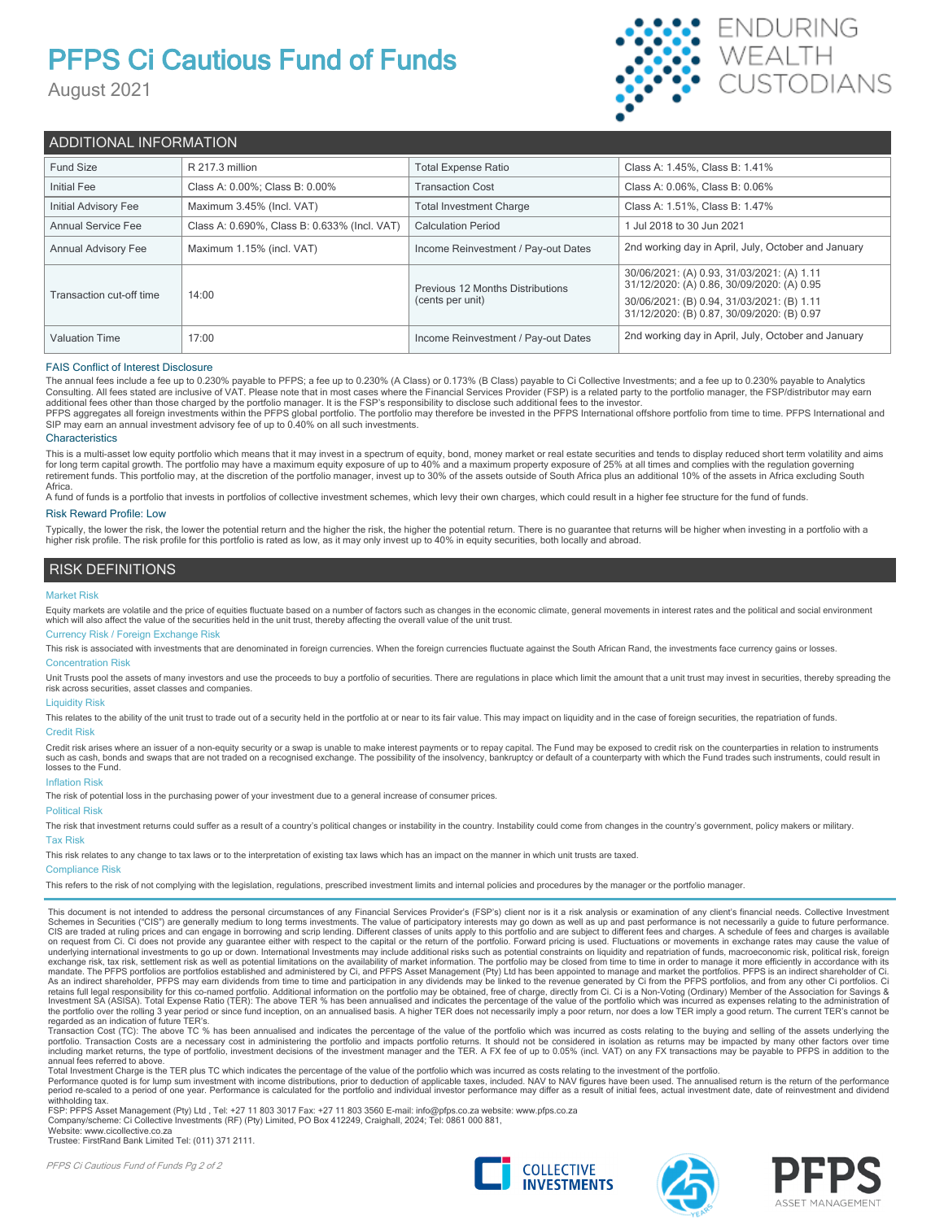# PFPS Ci Cautious Fund of Funds

August 2021

ENDURING WEALTH CUSTODIANS

## ADDITIONAL INFORMATION

| | | | |
|---|---|---|---|
| Fund Size | R 217.3 million | Total Expense Ratio | Class A: 1.45%, Class B: 1.41% |
| Initial Fee | Class A: 0.00%; Class B: 0.00% | Transaction Cost | Class A: 0.06%, Class B: 0.06% |
| Initial Advisory Fee | Maximum 3.45% (Incl. VAT) | Total Investment Charge | Class A: 1.51%, Class B: 1.47% |
| Annual Service Fee | Class A: 0.690%, Class B: 0.633% (Incl. VAT) | Calculation Period | 1 Jul 2018 to 30 Jun 2021 |
| Annual Advisory Fee | Maximum 1.15% (incl. VAT) | Income Reinvestment / Pay-out Dates | 2nd working day in April, July, October and January |
| Transaction cut-off time | 14:00 | Previous 12 Months Distributions (cents per unit) | 30/06/2021: (A) 0.93, 31/03/2021: (A) 1.11<br>31/12/2020: (A) 0.86, 30/09/2020: (A) 0.95<br>30/06/2021: (B) 0.94, 31/03/2021: (B) 1.11<br>31/12/2020: (B) 0.87, 30/09/2020: (B) 0.97 |
| Valuation Time | 17:00 | Income Reinvestment / Pay-out Dates | 2nd working day in April, July, October and January |

### FAIS Conflict of Interest Disclosure

The annual fees include a fee up to 0.230% payable to PFPS; a fee up to 0.230% (A Class) or 0.173% (B Class) payable to Ci Collective Investments; and a fee up to 0.230% payable to Analytics Consulting. All fees stated are inclusive of VAT. Please note that in most cases where the Financial Services Provider (FSP) is a related party to the portfolio manager, the FSP/distributor may earn additional fees other than those charged by the portfolio manager. It is the FSP's responsibility to disclose such additional fees to the investor.
PFPS aggregates all foreign investments within the PFPS global portfolio. The portfolio may therefore be invested in the PFPS International offshore portfolio from time to time. PFPS International and SIP may earn an annual investment advisory fee of up to 0.40% on all such investments.

### Characteristics

This is a multi-asset low equity portfolio which means that it may invest in a spectrum of equity, bond, money market or real estate securities and tends to display reduced short term volatility and aims for long term capital growth. The portfolio may have a maximum equity exposure of up to 40% and a maximum property exposure of 25% at all times and complies with the regulation governing retirement funds. This portfolio may, at the discretion of the portfolio manager, invest up to 30% of the assets outside of South Africa plus an additional 10% of the assets in Africa excluding South Africa.
A fund of funds is a portfolio that invests in portfolios of collective investment schemes, which levy their own charges, which could result in a higher fee structure for the fund of funds.

### Risk Reward Profile: Low

Typically, the lower the risk, the lower the potential return and the higher the risk, the higher the potential return. There is no guarantee that returns will be higher when investing in a portfolio with a higher risk profile. The risk profile for this portfolio is rated as low, as it may only invest up to 40% in equity securities, both locally and abroad.

## RISK DEFINITIONS

### Market Risk

Equity markets are volatile and the price of equities fluctuate based on a number of factors such as changes in the economic climate, general movements in interest rates and the political and social environment which will also affect the value of the securities held in the unit trust, thereby affecting the overall value of the unit trust.

### Currency Risk / Foreign Exchange Risk

This risk is associated with investments that are denominated in foreign currencies. When the foreign currencies fluctuate against the South African Rand, the investments face currency gains or losses.

### Concentration Risk

Unit Trusts pool the assets of many investors and use the proceeds to buy a portfolio of securities. There are regulations in place which limit the amount that a unit trust may invest in securities, thereby spreading the risk across securities, asset classes and companies.

### Liquidity Risk

This relates to the ability of the unit trust to trade out of a security held in the portfolio at or near to its fair value. This may impact on liquidity and in the case of foreign securities, the repatriation of funds.

### Credit Risk

Credit risk arises where an issuer of a non-equity security or a swap is unable to make interest payments or to repay capital. The Fund may be exposed to credit risk on the counterparties in relation to instruments such as cash, bonds and swaps that are not traded on a recognised exchange. The possibility of the insolvency, bankruptcy or default of a counterparty with which the Fund trades such instruments, could result in losses to the Fund.

### Inflation Risk

The risk of potential loss in the purchasing power of your investment due to a general increase of consumer prices.

### Political Risk

The risk that investment returns could suffer as a result of a country's political changes or instability in the country. Instability could come from changes in the country's government, policy makers or military.

### Tax Risk

This risk relates to any change to tax laws or to the interpretation of existing tax laws which has an impact on the manner in which unit trusts are taxed.

### Compliance Risk

This refers to the risk of not complying with the legislation, regulations, prescribed investment limits and internal policies and procedures by the manager or the portfolio manager.

This document is not intended to address the personal circumstances of any Financial Services Provider's (FSP's) client nor is it a risk analysis or examination of any client's financial needs. Collective Investment Schemes in Securities ("CIS") are generally medium to long terms investments. The value of participatory interests may go down as well as up and past performance is not necessarily a guide to future performance. CIS are traded at ruling prices and can engage in borrowing and scrip lending. Different classes of units apply to this portfolio and are subject to different fees and charges. A schedule of fees and charges is available on request from Ci. Ci does not provide any guarantee either with respect to the capital or the return of the portfolio. Forward pricing is used. Fluctuations or movements in exchange rates may cause the value of underlying international investments to go up or down. International Investments may include additional risks such as potential constraints on liquidity and repatriation of funds, macroeconomic risk, political risk, foreign exchange risk, tax risk, settlement risk as well as potential limitations on the availability of market information. The portfolio may be closed from time to time in order to manage it more efficiently in accordance with its mandate. The PFPS portfolios are portfolios established and administered by Ci, and PFPS Asset Management (Pty) Ltd has been appointed to manage and market the portfolios. PFPS is an indirect shareholder of Ci. As an indirect shareholder, PFPS may earn dividends from time to time and participation in any dividends may be linked to the revenue generated by Ci from the PFPS portfolios, and from any other Ci portfolios. Ci retains full legal responsibility for this co-named portfolio. Additional information on the portfolio may be obtained, free of charge, directly from Ci. Ci is a Non-Voting (Ordinary) Member of the Association for Savings & Investment SA (ASISA). Total Expense Ratio (TER): The above TER % has been annualised and indicates the percentage of the value of the portfolio which was incurred as expenses relating to the administration of the portfolio over the rolling 3 year period or since fund inception, on an annualised basis. A higher TER does not necessarily imply a poor return, nor does a low TER imply a good return. The current TER's cannot be regarded as an indication of future TER's.
Transaction Cost (TC): The above TC % has been annualised and indicates the percentage of the value of the portfolio which was incurred as costs relating to the buying and selling of the assets underlying the portfolio. Transaction Costs are a necessary cost in administering the portfolio and impacts portfolio returns. It should not be considered in isolation as returns may be impacted by many other factors over time including market returns, the type of portfolio, investment decisions of the investment manager and the TER. A FX fee of up to 0.05% (incl. VAT) on any FX transactions may be payable to PFPS in addition to the annual fees referred to above.
Total Investment Charge is the TER plus TC which indicates the percentage of the value of the portfolio which was incurred as costs relating to the investment of the portfolio.
Performance quoted is for lump sum investment with income distributions, prior to deduction of applicable taxes, included. NAV to NAV figures have been used. The annualised return is the return of the performance period re-scaled to a period of one year. Performance is calculated for the portfolio and individual investor performance may differ as a result of initial fees, actual investment date, date of reinvestment and dividend withholding tax.
FSP: PFPS Asset Management (Pty) Ltd , Tel: +27 11 803 3017 Fax: +27 11 803 3560 E-mail: info@pfps.co.za website: www.pfps.co.za
Company/scheme: Ci Collective Investments (RF) (Pty) Limited, PO Box 412249, Craighall, 2024; Tel: 0861 000 881,
Website: www.cicollective.co.za
Trustee: FirstRand Bank Limited Tel: (011) 371 2111.

COLLECTIVE INVESTMENTS

PFPS ASSET MANAGEMENT